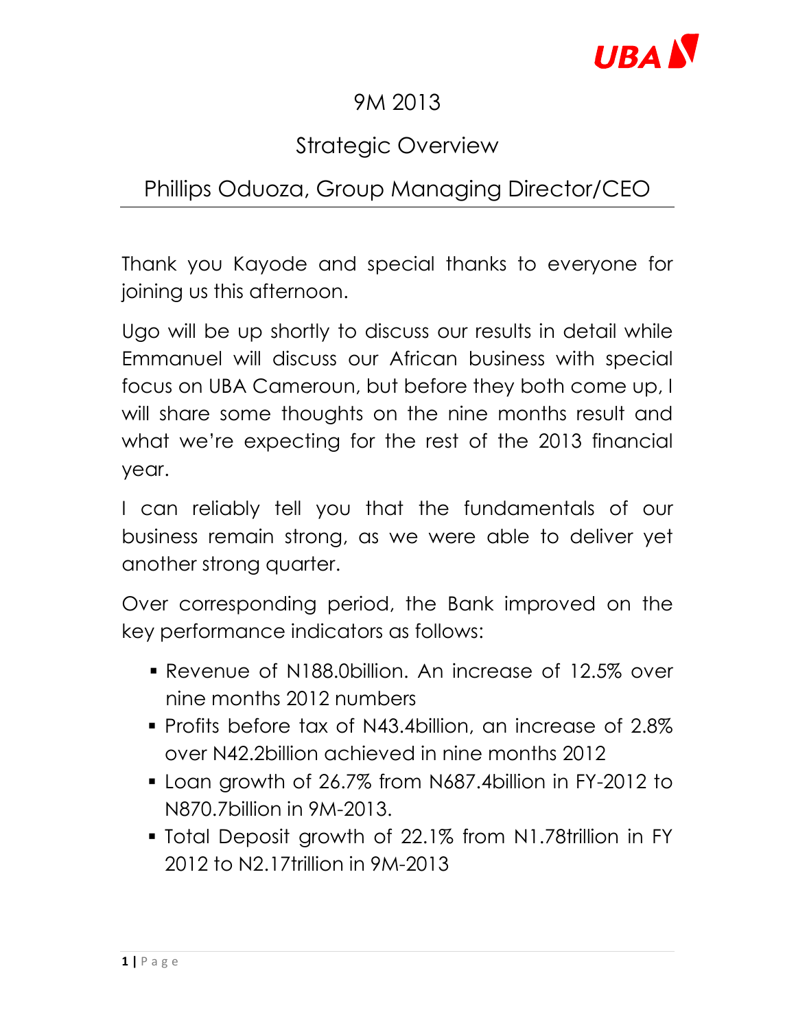# 9M 2013

## Strategic Overview

## Phillips Oduoza, Group Managing Director/CEO

Thank you Kayode and special thanks to everyone for joining us this afternoon.

Ugo will be up shortly to discuss our results in detail while Emmanuel will discuss our African business with special focus on UBA Cameroun, but before they both come up, I will share some thoughts on the nine months result and what we're expecting for the rest of the 2013 financial year.

I can reliably tell you that the fundamentals of our business remain strong, as we were able to deliver yet another strong quarter.

Over corresponding period, the Bank improved on the key performance indicators as follows:

- Revenue of N188.0billion. An increase of 12.5% over nine months 2012 numbers
- Profits before tax of N43.4billion, an increase of 2.8% over N42.2billion achieved in nine months 2012
- Loan growth of 26.7% from N687.4billion in FY-2012 to N870.7billion in 9M-2013.
- Total Deposit growth of 22.1% from N1.78trillion in FY 2012 to N2.17trillion in 9M-2013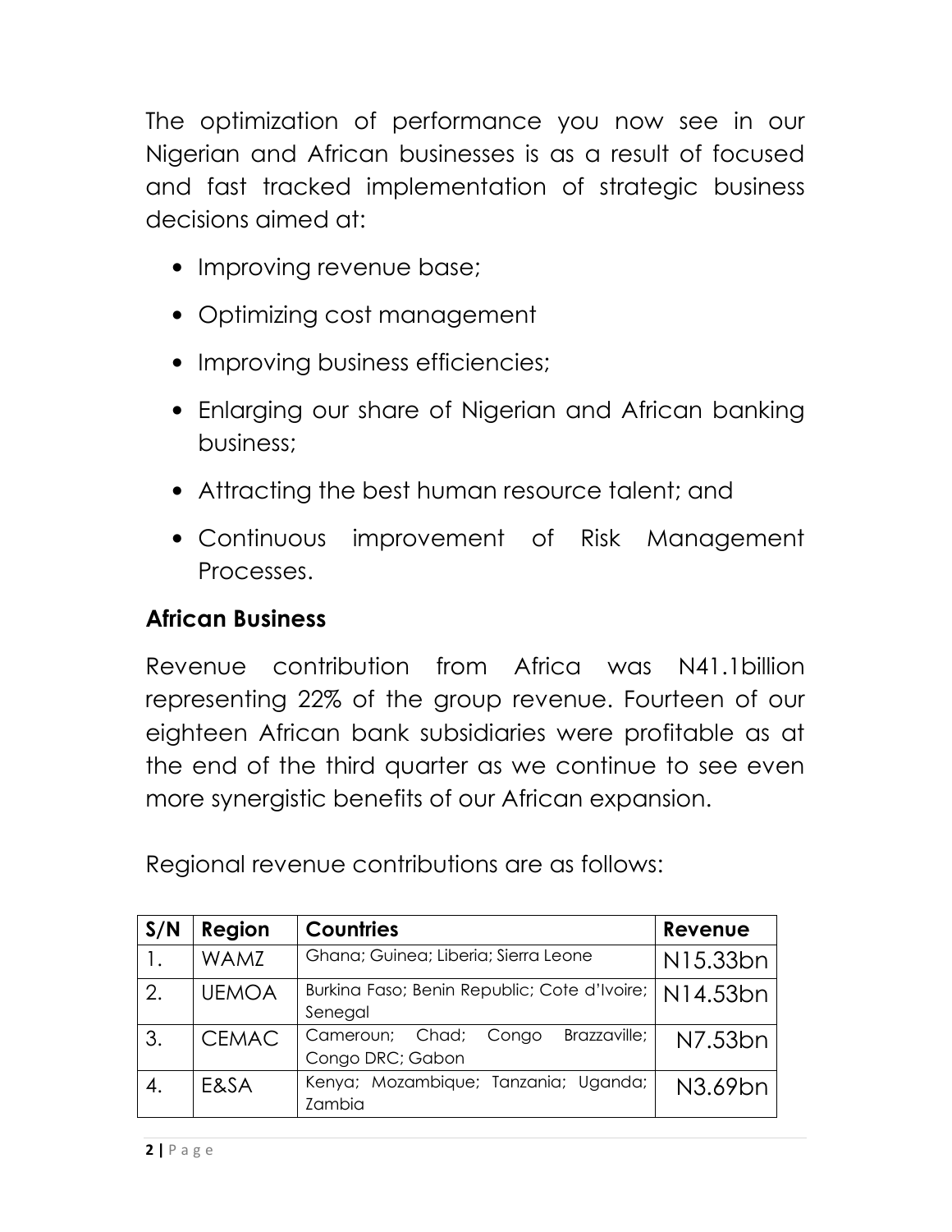The optimization of performance you now see in our Nigerian and African businesses is as a result of focused and fast tracked implementation of strategic business decisions aimed at:

- Improving revenue base;
- Optimizing cost management
- Improving business efficiencies;
- Enlarging our share of Nigerian and African banking business;
- Attracting the best human resource talent; and
- Continuous improvement of Risk Management Processes.

## African Business

Revenue contribution from Africa was N41.1billion representing 22% of the group revenue. Fourteen of our eighteen African bank subsidiaries were profitable as at the end of the third quarter as we continue to see even more synergistic benefits of our African expansion.

Regional revenue contributions are as follows:

| S/N | Region | Countries | Revenue |
|---|---|---|---|
| 1. | WAMZ | Ghana; Guinea; Liberia; Sierra Leone | N15.33bn |
| 2. | UEMOA | Burkina Faso; Benin Republic; Cote d'Ivoire; Senegal | N14.53bn |
| 3. | CEMAC | Cameroun; Chad; Congo Brazzaville; Congo DRC; Gabon | N7.53bn |
| 4. | E&SA | Kenya; Mozambique; Tanzania; Uganda; Zambia | N3.69bn |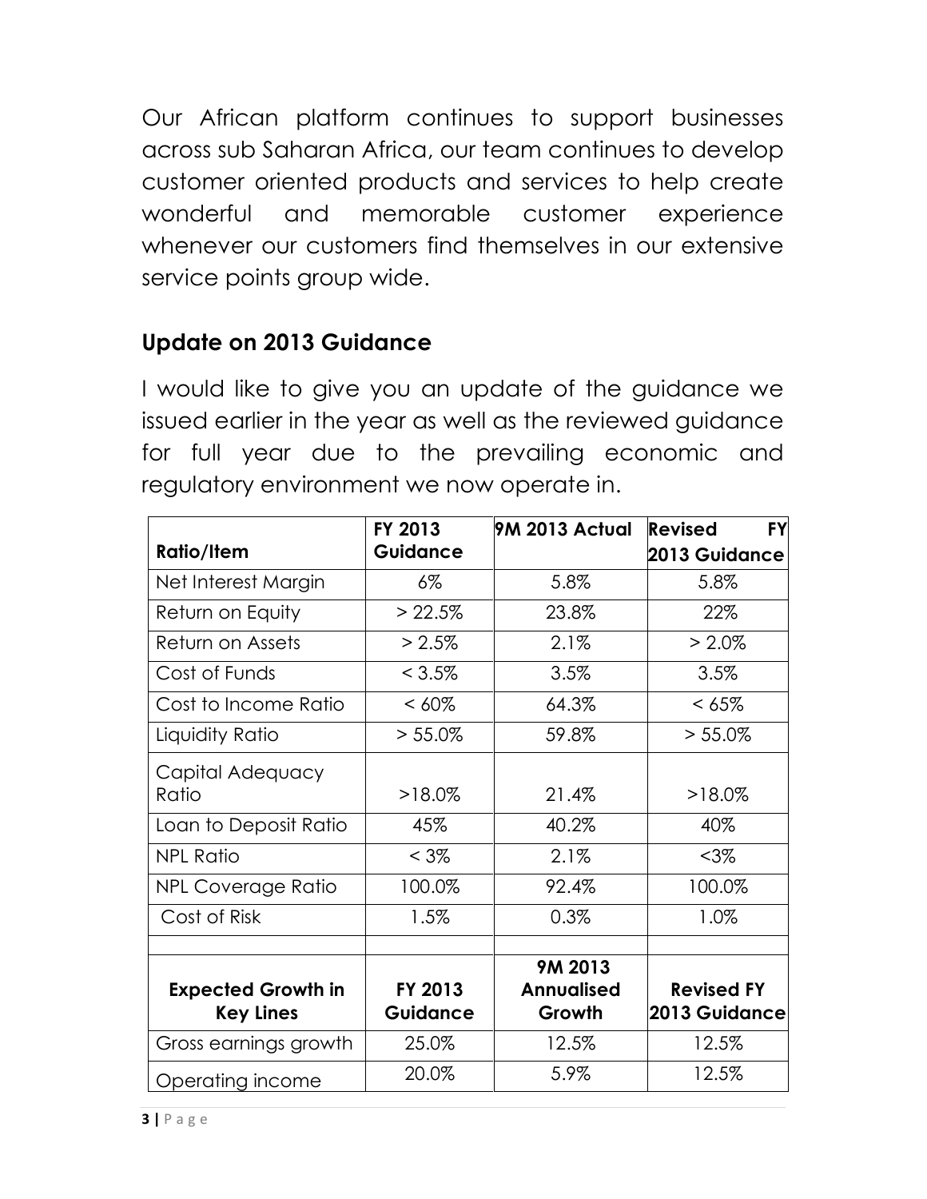Our African platform continues to support businesses across sub Saharan Africa, our team continues to develop customer oriented products and services to help create wonderful and memorable customer experience whenever our customers find themselves in our extensive service points group wide.

## Update on 2013 Guidance

I would like to give you an update of the guidance we issued earlier in the year as well as the reviewed guidance for full year due to the prevailing economic and regulatory environment we now operate in.

| Ratio/Item | FY 2013 Guidance | 9M 2013 Actual | Revised FY 2013 Guidance |
|---|---|---|---|
| Net Interest Margin | 6% | 5.8% | 5.8% |
| Return on Equity | > 22.5% | 23.8% | 22% |
| Return on Assets | > 2.5% | 2.1% | > 2.0% |
| Cost of Funds | < 3.5% | 3.5% | 3.5% |
| Cost to Income Ratio | < 60% | 64.3% | < 65% |
| Liquidity Ratio | > 55.0% | 59.8% | > 55.0% |
| Capital Adequacy Ratio | >18.0% | 21.4% | >18.0% |
| Loan to Deposit Ratio | 45% | 40.2% | 40% |
| NPL Ratio | < 3% | 2.1% | <3% |
| NPL Coverage Ratio | 100.0% | 92.4% | 100.0% |
| Cost of Risk | 1.5% | 0.3% | 1.0% |
| | | | |
| **Expected Growth in Key Lines** | **FY 2013 Guidance** | **9M 2013 Annualised Growth** | **Revised FY 2013 Guidance** |
| Gross earnings growth | 25.0% | 12.5% | 12.5% |
| Operating income | 20.0% | 5.9% | 12.5% |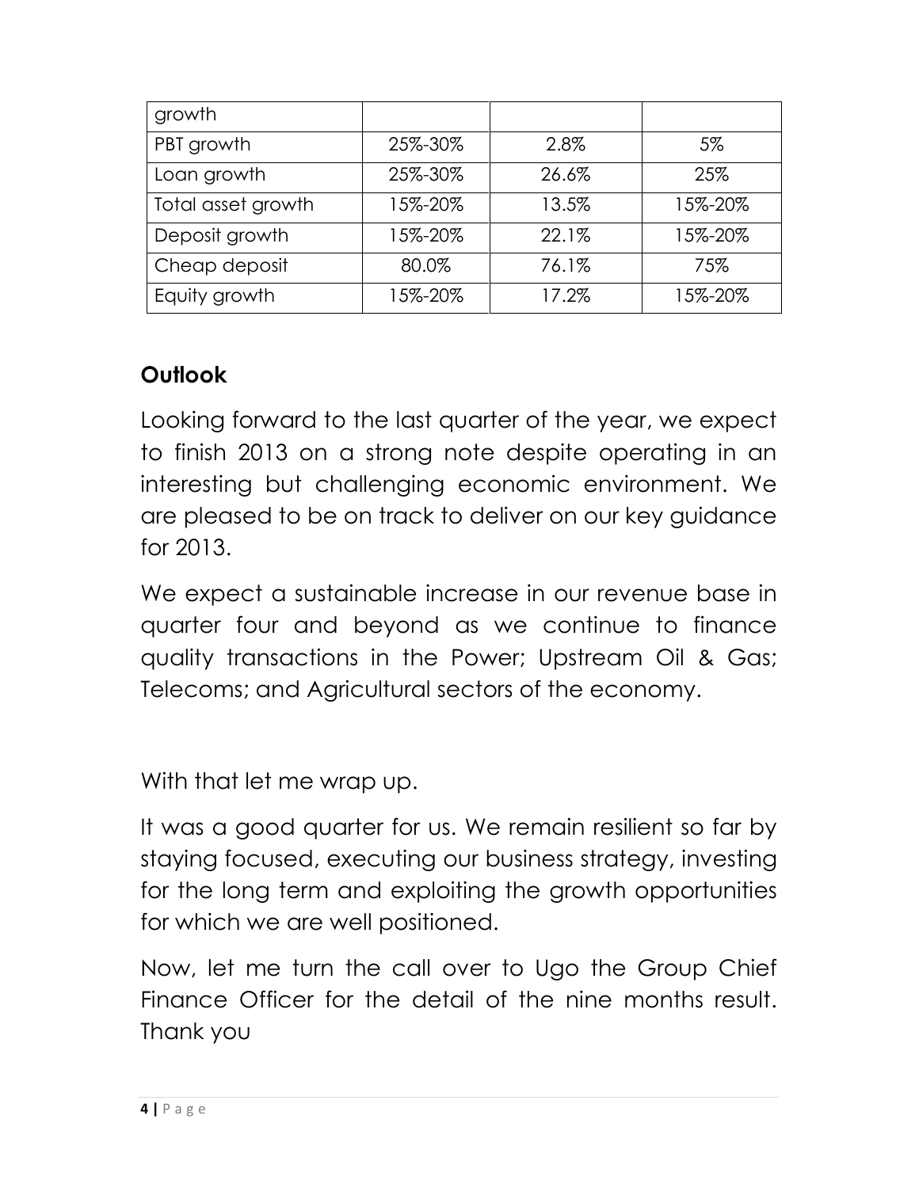| growth | | | |
|---|---|---|---|
| PBT growth | 25%-30% | 2.8% | 5% |
| Loan growth | 25%-30% | 26.6% | 25% |
| Total asset growth | 15%-20% | 13.5% | 15%-20% |
| Deposit growth | 15%-20% | 22.1% | 15%-20% |
| Cheap deposit | 80.0% | 76.1% | 75% |
| Equity growth | 15%-20% | 17.2% | 15%-20% |

## Outlook

Looking forward to the last quarter of the year, we expect to finish 2013 on a strong note despite operating in an interesting but challenging economic environment. We are pleased to be on track to deliver on our key guidance for 2013.

We expect a sustainable increase in our revenue base in quarter four and beyond as we continue to finance quality transactions in the Power; Upstream Oil & Gas; Telecoms; and Agricultural sectors of the economy.

With that let me wrap up.

It was a good quarter for us. We remain resilient so far by staying focused, executing our business strategy, investing for the long term and exploiting the growth opportunities for which we are well positioned.

Now, let me turn the call over to Ugo the Group Chief Finance Officer for the detail of the nine months result. Thank you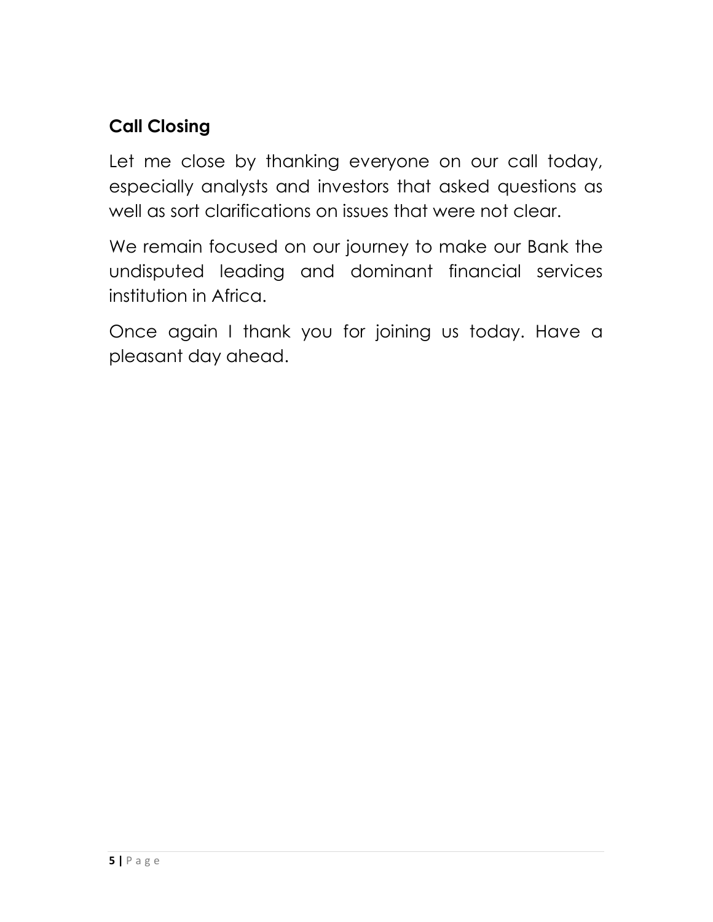## Call Closing

Let me close by thanking everyone on our call today, especially analysts and investors that asked questions as well as sort clarifications on issues that were not clear.

We remain focused on our journey to make our Bank the undisputed leading and dominant financial services institution in Africa.

Once again I thank you for joining us today. Have a pleasant day ahead.